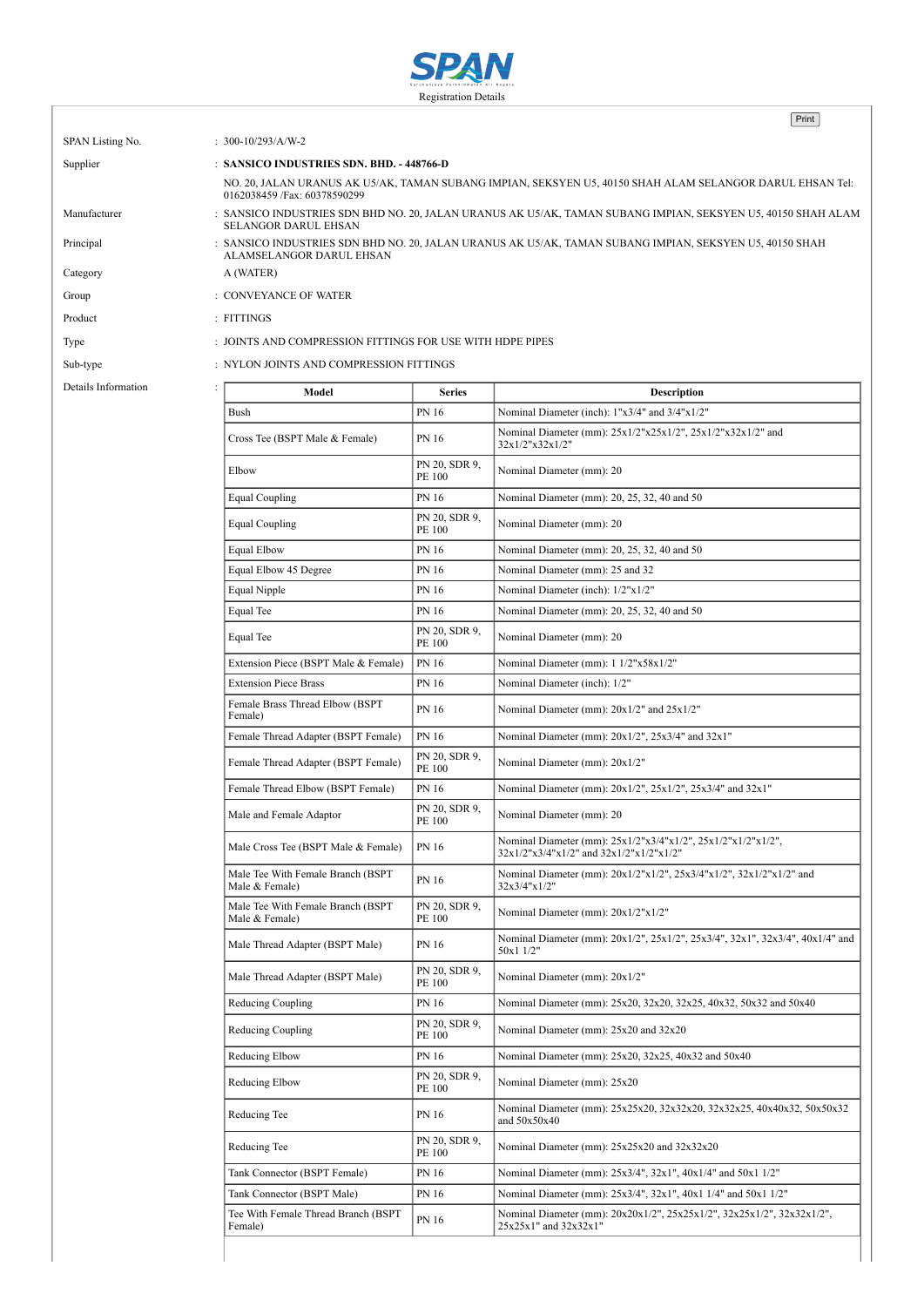# SPAN

Registration Details

| | |
|---|---|
| SPAN Listing No. | : 300-10/293/A/W-2 |
| Supplier | : **SANSICO INDUSTRIES SDN. BHD. - 448766-D** |
| | NO. 20, JALAN URANUS AK U5/AK, TAMAN SUBANG IMPIAN, SEKSYEN U5, 40150 SHAH ALAM SELANGOR DARUL EHSAN Tel: 0162038459 /Fax: 60378590299 |
| Manufacturer | : SANSICO INDUSTRIES SDN BHD NO. 20, JALAN URANUS AK U5/AK, TAMAN SUBANG IMPIAN, SEKSYEN U5, 40150 SHAH ALAM SELANGOR DARUL EHSAN |
| Principal | : SANSICO INDUSTRIES SDN BHD NO. 20, JALAN URANUS AK U5/AK, TAMAN SUBANG IMPIAN, SEKSYEN U5, 40150 SHAH ALAMSELANGOR DARUL EHSAN |
| Category | A (WATER) |
| Group | : CONVEYANCE OF WATER |
| Product | : FITTINGS |
| Type | : JOINTS AND COMPRESSION FITTINGS FOR USE WITH HDPE PIPES |
| Sub-type | : NYLON JOINTS AND COMPRESSION FITTINGS |
| Details Information | : |

| Model | Series | Description |
|---|---|---|
| Bush | PN 16 | Nominal Diameter (inch): 1"x3/4" and 3/4"x1/2" |
| Cross Tee (BSPT Male & Female) | PN 16 | Nominal Diameter (mm): 25x1/2"x25x1/2", 25x1/2"x32x1/2" and 32x1/2"x32x1/2" |
| Elbow | PN 20, SDR 9, PE 100 | Nominal Diameter (mm): 20 |
| Equal Coupling | PN 16 | Nominal Diameter (mm): 20, 25, 32, 40 and 50 |
| Equal Coupling | PN 20, SDR 9, PE 100 | Nominal Diameter (mm): 20 |
| Equal Elbow | PN 16 | Nominal Diameter (mm): 20, 25, 32, 40 and 50 |
| Equal Elbow 45 Degree | PN 16 | Nominal Diameter (mm): 25 and 32 |
| Equal Nipple | PN 16 | Nominal Diameter (inch): 1/2"x1/2" |
| Equal Tee | PN 16 | Nominal Diameter (mm): 20, 25, 32, 40 and 50 |
| Equal Tee | PN 20, SDR 9, PE 100 | Nominal Diameter (mm): 20 |
| Extension Piece (BSPT Male & Female) | PN 16 | Nominal Diameter (mm): 1 1/2"x58x1/2" |
| Extension Piece Brass | PN 16 | Nominal Diameter (inch): 1/2" |
| Female Brass Thread Elbow (BSPT Female) | PN 16 | Nominal Diameter (mm): 20x1/2" and 25x1/2" |
| Female Thread Adapter (BSPT Female) | PN 16 | Nominal Diameter (mm): 20x1/2", 25x3/4" and 32x1" |
| Female Thread Adapter (BSPT Female) | PN 20, SDR 9, PE 100 | Nominal Diameter (mm): 20x1/2" |
| Female Thread Elbow (BSPT Female) | PN 16 | Nominal Diameter (mm): 20x1/2", 25x1/2", 25x3/4" and 32x1" |
| Male and Female Adaptor | PN 20, SDR 9, PE 100 | Nominal Diameter (mm): 20 |
| Male Cross Tee (BSPT Male & Female) | PN 16 | Nominal Diameter (mm): 25x1/2"x3/4"x1/2", 25x1/2"x1/2"x1/2", 32x1/2"x3/4"x1/2" and 32x1/2"x1/2"x1/2" |
| Male Tee With Female Branch (BSPT Male & Female) | PN 16 | Nominal Diameter (mm): 20x1/2"x1/2", 25x3/4"x1/2", 32x1/2"x1/2" and 32x3/4"x1/2" |
| Male Tee With Female Branch (BSPT Male & Female) | PN 20, SDR 9, PE 100 | Nominal Diameter (mm): 20x1/2"x1/2" |
| Male Thread Adapter (BSPT Male) | PN 16 | Nominal Diameter (mm): 20x1/2", 25x1/2", 25x3/4", 32x1", 32x3/4", 40x1/4" and 50x1 1/2" |
| Male Thread Adapter (BSPT Male) | PN 20, SDR 9, PE 100 | Nominal Diameter (mm): 20x1/2" |
| Reducing Coupling | PN 16 | Nominal Diameter (mm): 25x20, 32x20, 32x25, 40x32, 50x32 and 50x40 |
| Reducing Coupling | PN 20, SDR 9, PE 100 | Nominal Diameter (mm): 25x20 and 32x20 |
| Reducing Elbow | PN 16 | Nominal Diameter (mm): 25x20, 32x25, 40x32 and 50x40 |
| Reducing Elbow | PN 20, SDR 9, PE 100 | Nominal Diameter (mm): 25x20 |
| Reducing Tee | PN 16 | Nominal Diameter (mm): 25x25x20, 32x32x20, 32x32x25, 40x40x32, 50x50x32 and 50x50x40 |
| Reducing Tee | PN 20, SDR 9, PE 100 | Nominal Diameter (mm): 25x25x20 and 32x32x20 |
| Tank Connector (BSPT Female) | PN 16 | Nominal Diameter (mm): 25x3/4", 32x1", 40x1/4" and 50x1 1/2" |
| Tank Connector (BSPT Male) | PN 16 | Nominal Diameter (mm): 25x3/4", 32x1", 40x1 1/4" and 50x1 1/2" |
| Tee With Female Thread Branch (BSPT Female) | PN 16 | Nominal Diameter (mm): 20x20x1/2", 25x25x1/2", 32x25x1/2", 32x32x1/2", 25x25x1" and 32x32x1" |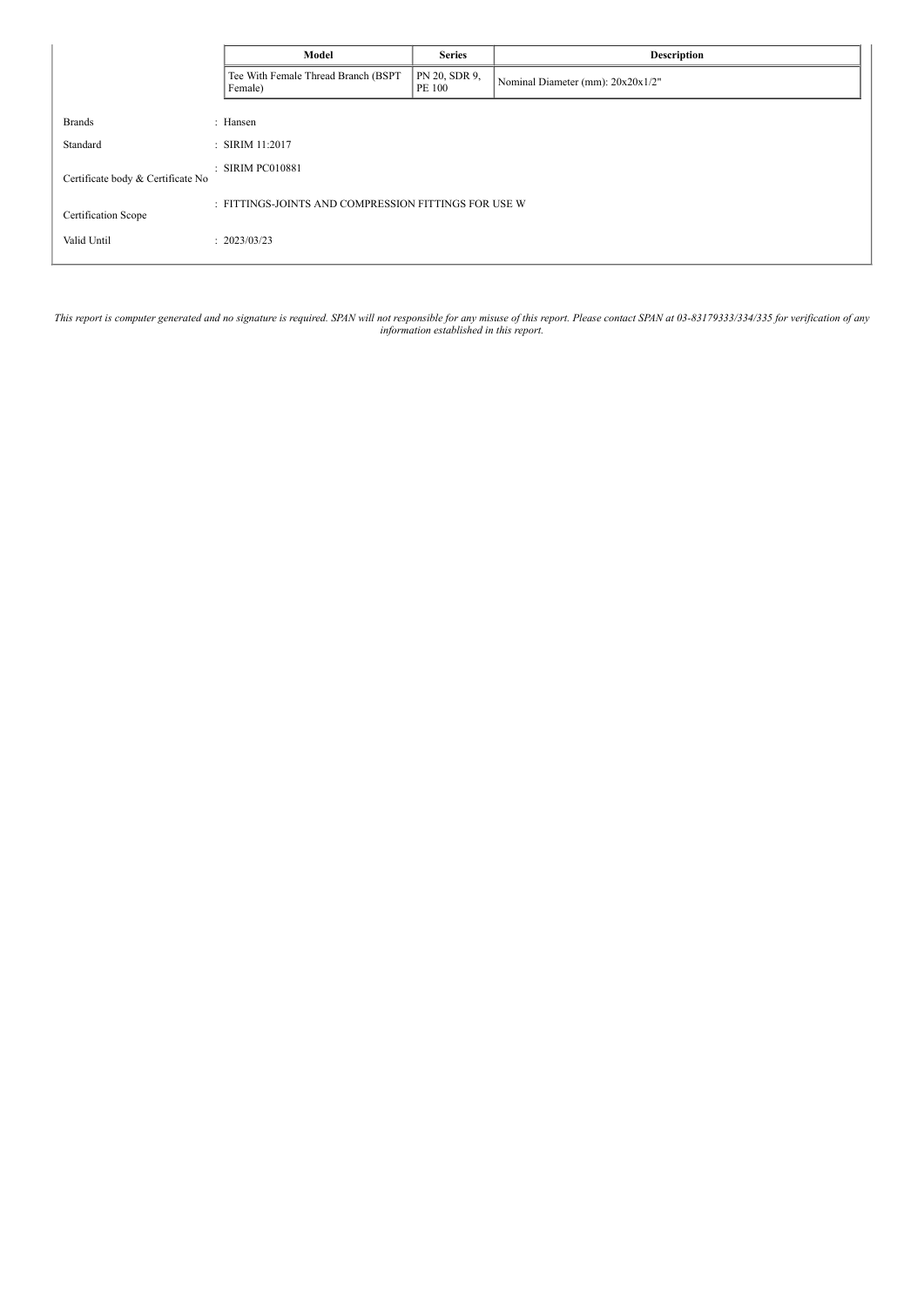| Model | Series | Description |
|---|---|---|
| Tee With Female Thread Branch (BSPT Female) | PN 20, SDR 9, PE 100 | Nominal Diameter (mm): 20x20x1/2" |

| | |
|---|---|
| Brands | : Hansen |
| Standard | : SIRIM 11:2017 |
| Certificate body & Certificate No | : SIRIM PC010881 |
| Certification Scope | : FITTINGS-JOINTS AND COMPRESSION FITTINGS FOR USE W |
| Valid Until | : 2023/03/23 |

*This report is computer generated and no signature is required. SPAN will not responsible for any misuse of this report. Please contact SPAN at 03-83179333/334/335 for verification of any information established in this report.*